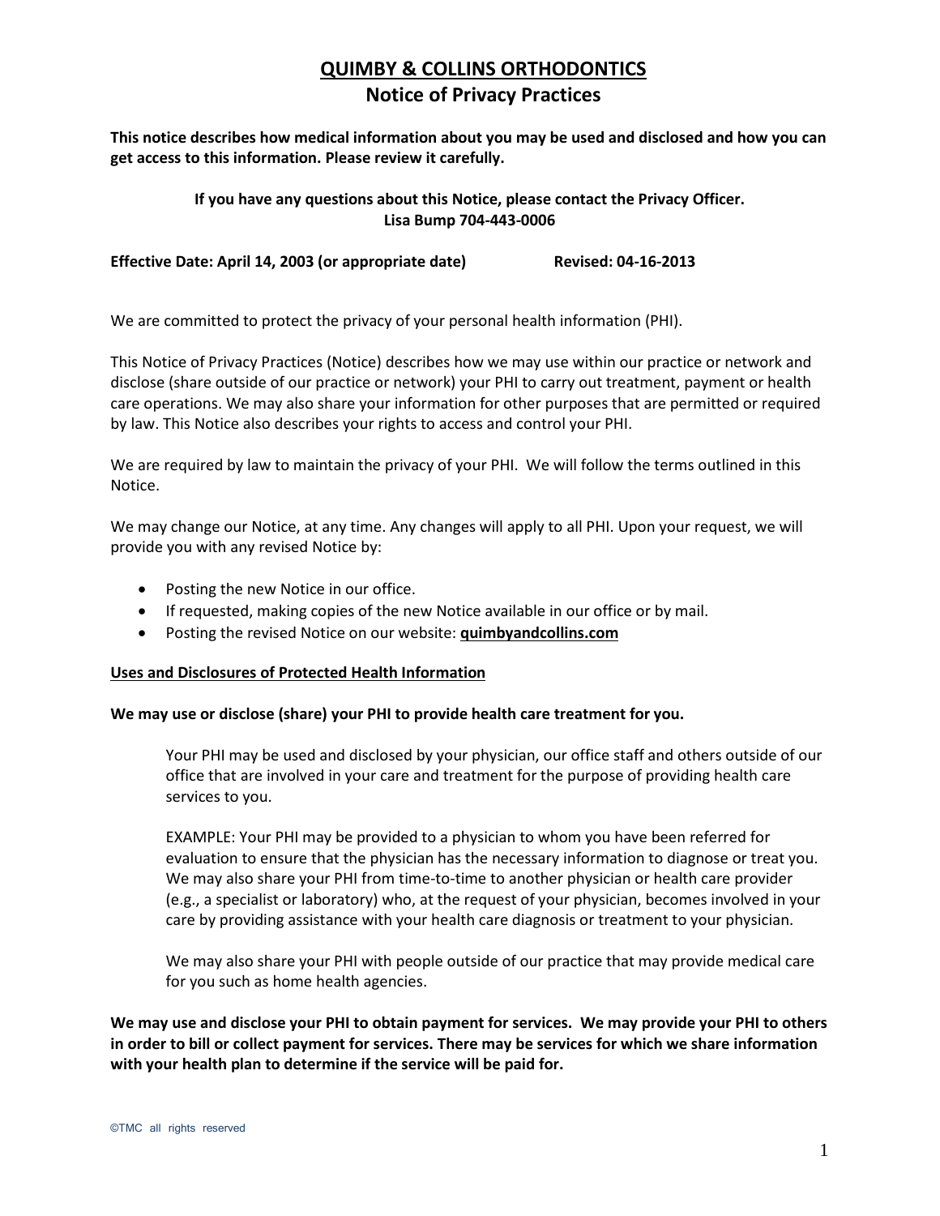# QUIMBY & COLLINS ORTHODONTICS

## Notice of Privacy Practices

**This notice describes how medical information about you may be used and disclosed and how you can get access to this information. Please review it carefully.**

**If you have any questions about this Notice, please contact the Privacy Officer.**
**Lisa Bump 704-443-0006**

**Effective Date: April 14, 2003 (or appropriate date)** **Revised: 04-16-2013**

We are committed to protect the privacy of your personal health information (PHI).

This Notice of Privacy Practices (Notice) describes how we may use within our practice or network and disclose (share outside of our practice or network) your PHI to carry out treatment, payment or health care operations. We may also share your information for other purposes that are permitted or required by law. This Notice also describes your rights to access and control your PHI.

We are required by law to maintain the privacy of your PHI. We will follow the terms outlined in this Notice.

We may change our Notice, at any time. Any changes will apply to all PHI. Upon your request, we will provide you with any revised Notice by:

- Posting the new Notice in our office.
- If requested, making copies of the new Notice available in our office or by mail.
- Posting the revised Notice on our website: **quimbyandcollins.com**

### Uses and Disclosures of Protected Health Information

**We may use or disclose (share) your PHI to provide health care treatment for you.**

Your PHI may be used and disclosed by your physician, our office staff and others outside of our office that are involved in your care and treatment for the purpose of providing health care services to you.

EXAMPLE: Your PHI may be provided to a physician to whom you have been referred for evaluation to ensure that the physician has the necessary information to diagnose or treat you. We may also share your PHI from time-to-time to another physician or health care provider (e.g., a specialist or laboratory) who, at the request of your physician, becomes involved in your care by providing assistance with your health care diagnosis or treatment to your physician.

We may also share your PHI with people outside of our practice that may provide medical care for you such as home health agencies.

**We may use and disclose your PHI to obtain payment for services. We may provide your PHI to others in order to bill or collect payment for services. There may be services for which we share information with your health plan to determine if the service will be paid for.**

©TMC all rights reserved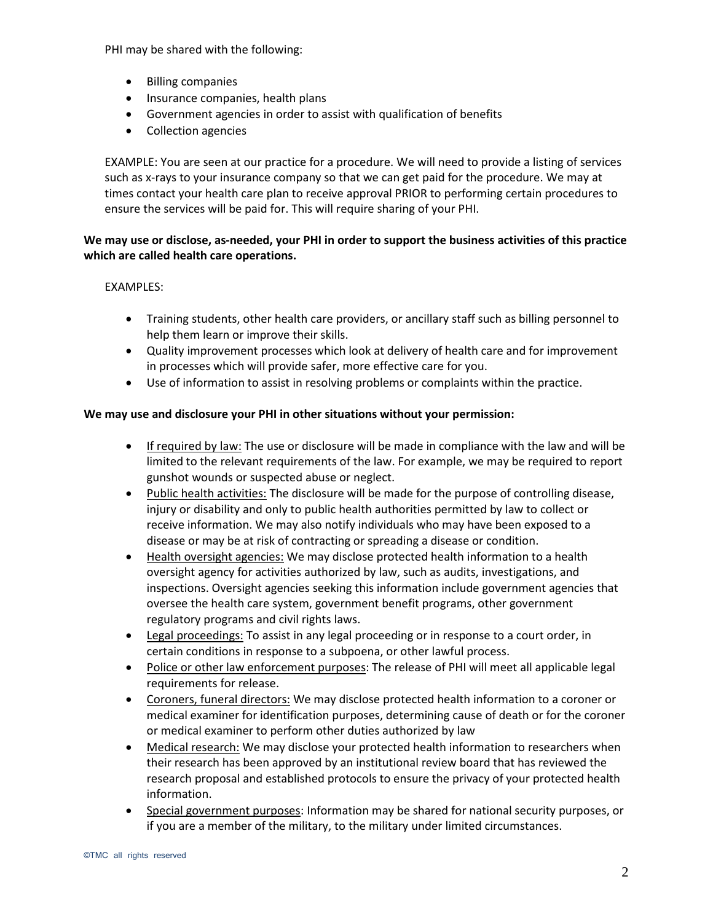PHI may be shared with the following:

- Billing companies
- Insurance companies, health plans
- Government agencies in order to assist with qualification of benefits
- Collection agencies

EXAMPLE: You are seen at our practice for a procedure. We will need to provide a listing of services such as x-rays to your insurance company so that we can get paid for the procedure. We may at times contact your health care plan to receive approval PRIOR to performing certain procedures to ensure the services will be paid for. This will require sharing of your PHI.

**We may use or disclose, as-needed, your PHI in order to support the business activities of this practice which are called health care operations.**

EXAMPLES:

- Training students, other health care providers, or ancillary staff such as billing personnel to help them learn or improve their skills.
- Quality improvement processes which look at delivery of health care and for improvement in processes which will provide safer, more effective care for you.
- Use of information to assist in resolving problems or complaints within the practice.

**We may use and disclosure your PHI in other situations without your permission:**

- <u>If required by law:</u> The use or disclosure will be made in compliance with the law and will be limited to the relevant requirements of the law. For example, we may be required to report gunshot wounds or suspected abuse or neglect.
- <u>Public health activities:</u> The disclosure will be made for the purpose of controlling disease, injury or disability and only to public health authorities permitted by law to collect or receive information. We may also notify individuals who may have been exposed to a disease or may be at risk of contracting or spreading a disease or condition.
- <u>Health oversight agencies:</u> We may disclose protected health information to a health oversight agency for activities authorized by law, such as audits, investigations, and inspections. Oversight agencies seeking this information include government agencies that oversee the health care system, government benefit programs, other government regulatory programs and civil rights laws.
- <u>Legal proceedings:</u> To assist in any legal proceeding or in response to a court order, in certain conditions in response to a subpoena, or other lawful process.
- <u>Police or other law enforcement purposes</u>: The release of PHI will meet all applicable legal requirements for release.
- <u>Coroners, funeral directors:</u> We may disclose protected health information to a coroner or medical examiner for identification purposes, determining cause of death or for the coroner or medical examiner to perform other duties authorized by law
- <u>Medical research:</u> We may disclose your protected health information to researchers when their research has been approved by an institutional review board that has reviewed the research proposal and established protocols to ensure the privacy of your protected health information.
- <u>Special government purposes</u>: Information may be shared for national security purposes, or if you are a member of the military, to the military under limited circumstances.

©TMC all rights reserved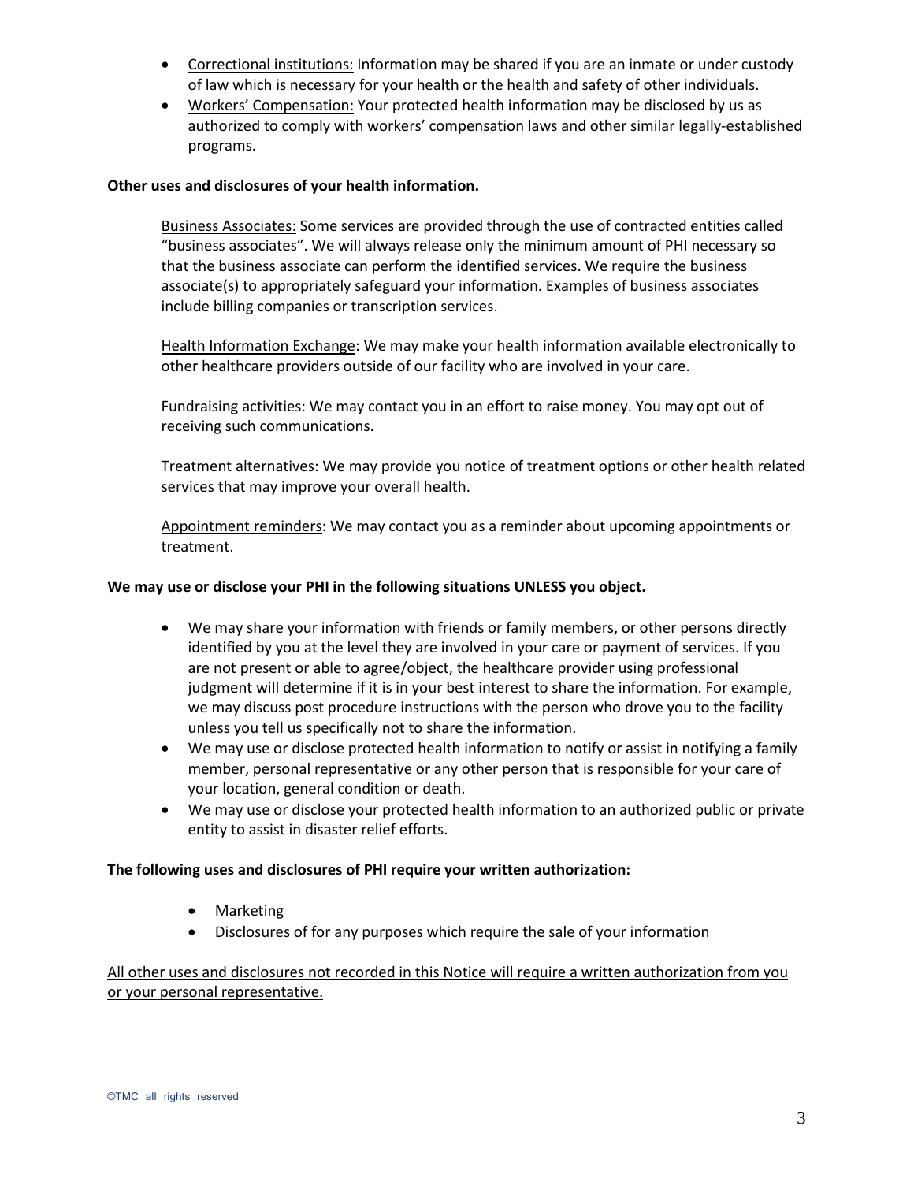- Correctional institutions: Information may be shared if you are an inmate or under custody of law which is necessary for your health or the health and safety of other individuals.
- Workers' Compensation: Your protected health information may be disclosed by us as authorized to comply with workers' compensation laws and other similar legally-established programs.

**Other uses and disclosures of your health information.**

Business Associates: Some services are provided through the use of contracted entities called "business associates". We will always release only the minimum amount of PHI necessary so that the business associate can perform the identified services. We require the business associate(s) to appropriately safeguard your information. Examples of business associates include billing companies or transcription services.

Health Information Exchange: We may make your health information available electronically to other healthcare providers outside of our facility who are involved in your care.

Fundraising activities: We may contact you in an effort to raise money. You may opt out of receiving such communications.

Treatment alternatives: We may provide you notice of treatment options or other health related services that may improve your overall health.

Appointment reminders: We may contact you as a reminder about upcoming appointments or treatment.

**We may use or disclose your PHI in the following situations UNLESS you object.**

- We may share your information with friends or family members, or other persons directly identified by you at the level they are involved in your care or payment of services. If you are not present or able to agree/object, the healthcare provider using professional judgment will determine if it is in your best interest to share the information. For example, we may discuss post procedure instructions with the person who drove you to the facility unless you tell us specifically not to share the information.
- We may use or disclose protected health information to notify or assist in notifying a family member, personal representative or any other person that is responsible for your care of your location, general condition or death.
- We may use or disclose your protected health information to an authorized public or private entity to assist in disaster relief efforts.

**The following uses and disclosures of PHI require your written authorization:**

- Marketing
- Disclosures of for any purposes which require the sale of your information

All other uses and disclosures not recorded in this Notice will require a written authorization from you or your personal representative.

©TMC all rights reserved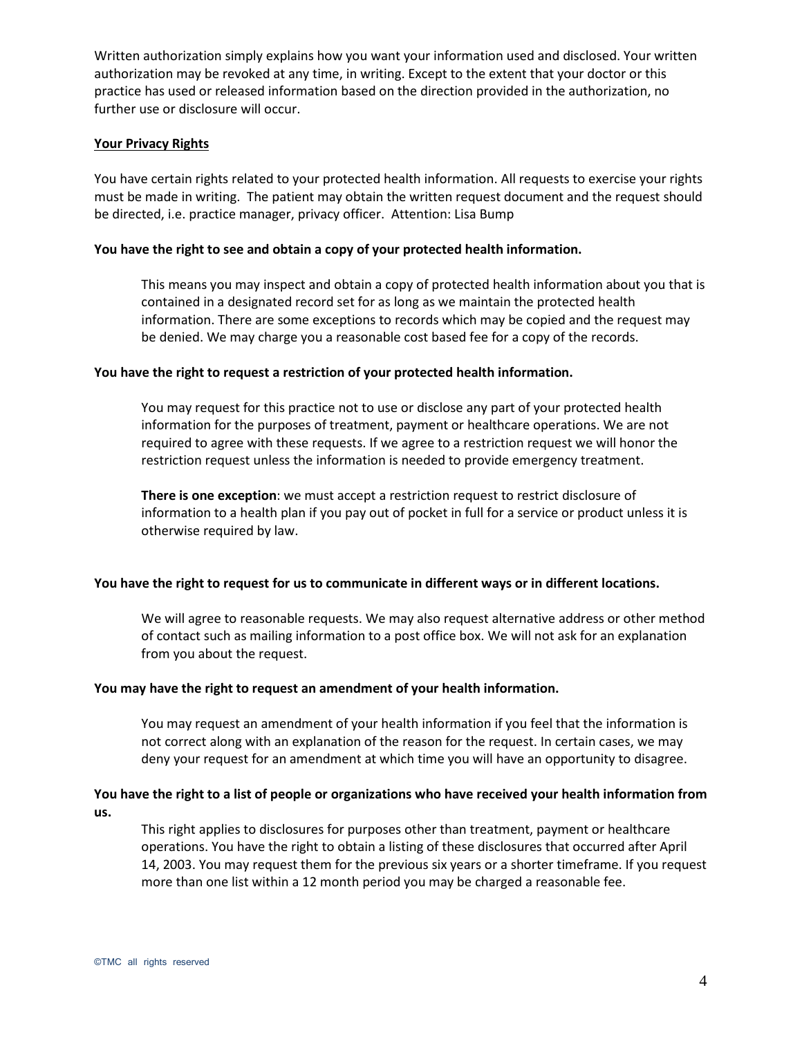Written authorization simply explains how you want your information used and disclosed. Your written authorization may be revoked at any time, in writing. Except to the extent that your doctor or this practice has used or released information based on the direction provided in the authorization, no further use or disclosure will occur.

## Your Privacy Rights

You have certain rights related to your protected health information. All requests to exercise your rights must be made in writing. The patient may obtain the written request document and the request should be directed, i.e. practice manager, privacy officer. Attention: Lisa Bump

### You have the right to see and obtain a copy of your protected health information.

This means you may inspect and obtain a copy of protected health information about you that is contained in a designated record set for as long as we maintain the protected health information. There are some exceptions to records which may be copied and the request may be denied. We may charge you a reasonable cost based fee for a copy of the records.

### You have the right to request a restriction of your protected health information.

You may request for this practice not to use or disclose any part of your protected health information for the purposes of treatment, payment or healthcare operations. We are not required to agree with these requests. If we agree to a restriction request we will honor the restriction request unless the information is needed to provide emergency treatment.

**There is one exception**: we must accept a restriction request to restrict disclosure of information to a health plan if you pay out of pocket in full for a service or product unless it is otherwise required by law.

### You have the right to request for us to communicate in different ways or in different locations.

We will agree to reasonable requests. We may also request alternative address or other method of contact such as mailing information to a post office box. We will not ask for an explanation from you about the request.

### You may have the right to request an amendment of your health information.

You may request an amendment of your health information if you feel that the information is not correct along with an explanation of the reason for the request. In certain cases, we may deny your request for an amendment at which time you will have an opportunity to disagree.

### You have the right to a list of people or organizations who have received your health information from us.

This right applies to disclosures for purposes other than treatment, payment or healthcare operations. You have the right to obtain a listing of these disclosures that occurred after April 14, 2003. You may request them for the previous six years or a shorter timeframe. If you request more than one list within a 12 month period you may be charged a reasonable fee.

©TMC all rights reserved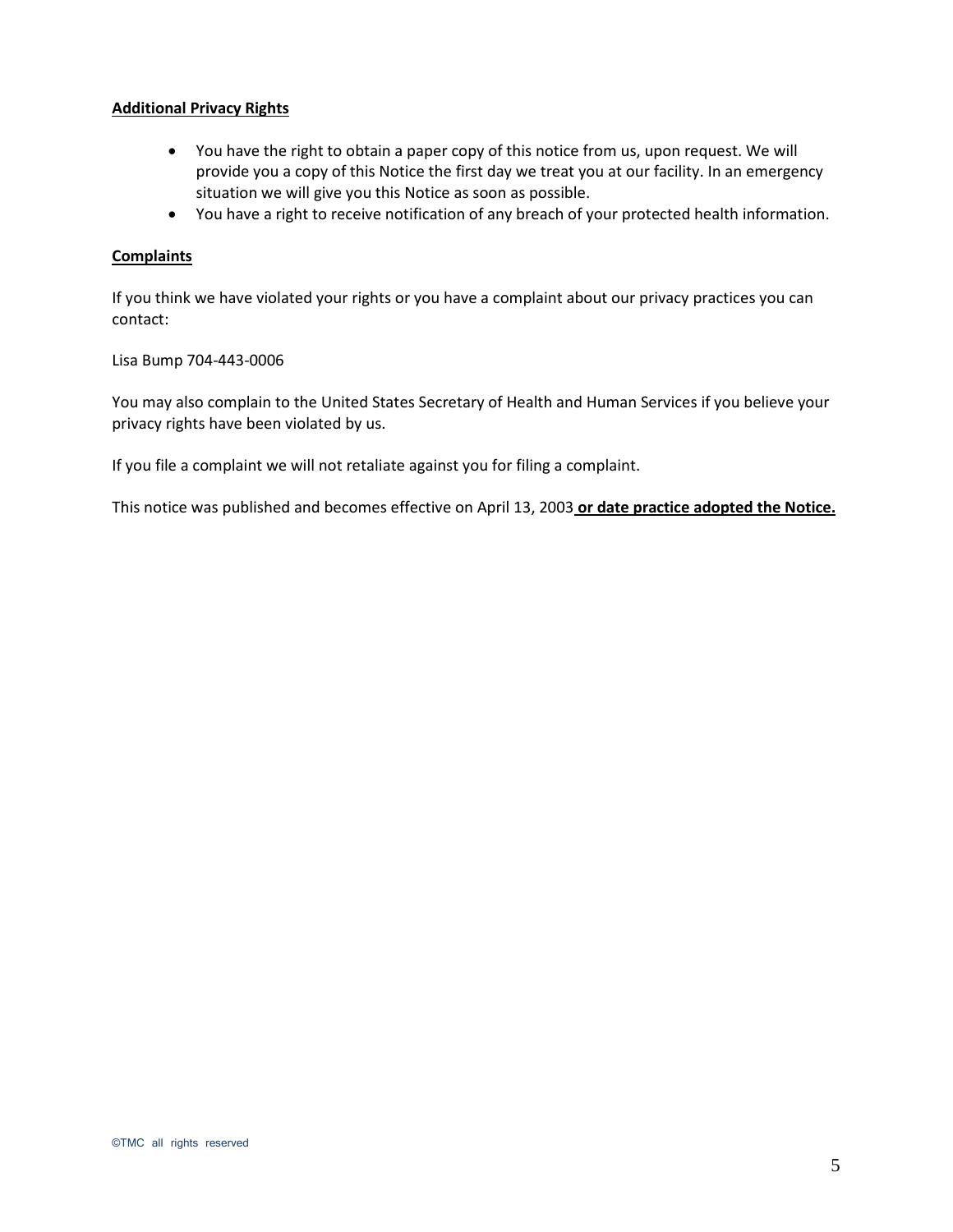**Additional Privacy Rights**

- You have the right to obtain a paper copy of this notice from us, upon request. We will provide you a copy of this Notice the first day we treat you at our facility. In an emergency situation we will give you this Notice as soon as possible.
- You have a right to receive notification of any breach of your protected health information.

**Complaints**

If you think we have violated your rights or you have a complaint about our privacy practices you can contact:

Lisa Bump 704-443-0006

You may also complain to the United States Secretary of Health and Human Services if you believe your privacy rights have been violated by us.

If you file a complaint we will not retaliate against you for filing a complaint.

This notice was published and becomes effective on April 13, 2003 **or date practice adopted the Notice.**

©TMC all rights reserved